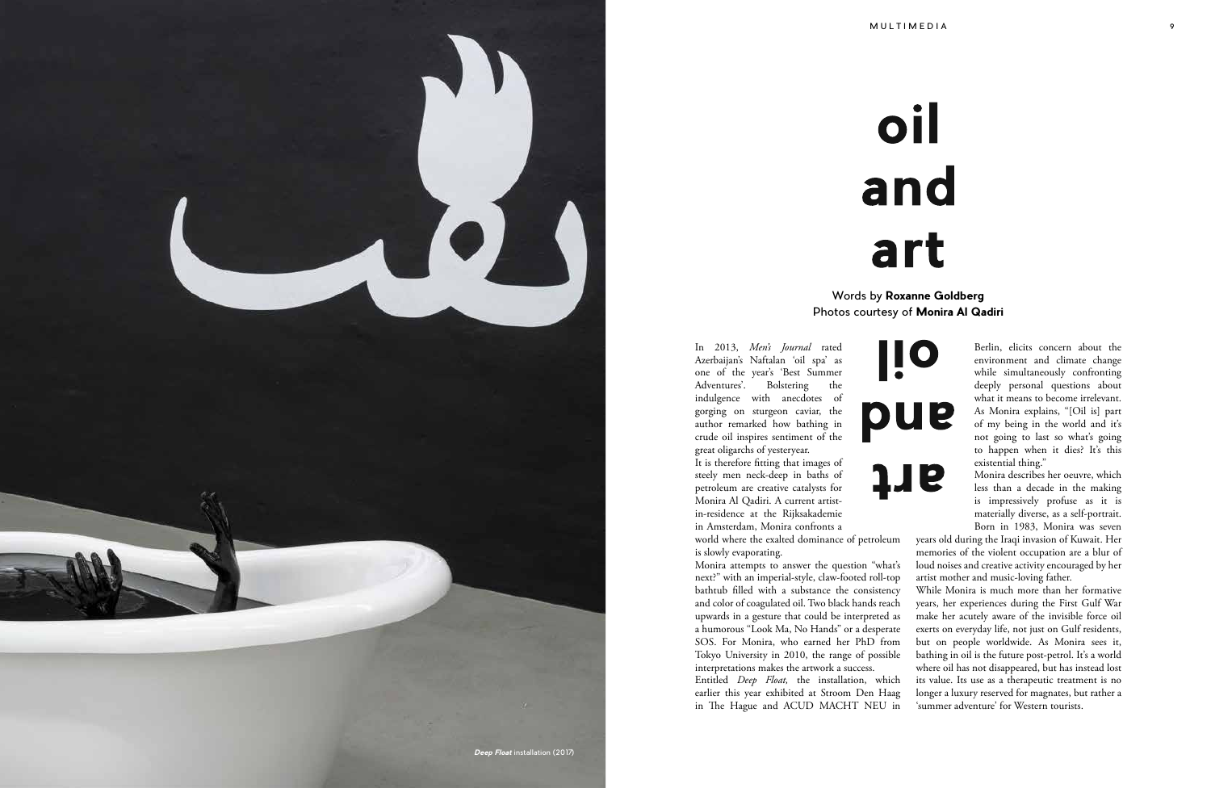# oil and art

Words by **Roxanne Goldberg**
Photos courtesy of **Monira Al Qadiri**

In 2013, *Men's Journal* rated Azerbaijan's Naftalan 'oil spa' as one of the year's 'Best Summer Adventures'. Bolstering the indulgence with anecdotes of gorging on sturgeon caviar, the author remarked how bathing in crude oil inspires sentiment of the great oligarchs of yesteryear.

It is therefore fitting that images of steely men neck-deep in baths of petroleum are creative catalysts for Monira Al Qadiri. A current artist-in-residence at the Rijksakademie in Amsterdam, Monira confronts a world where the exalted dominance of petroleum is slowly evaporating.

Monira attempts to answer the question "what's next?" with an imperial-style, claw-footed roll-top bathtub filled with a substance the consistency and color of coagulated oil. Two black hands reach upwards in a gesture that could be interpreted as a humorous "Look Ma, No Hands" or a desperate SOS. For Monira, who earned her PhD from Tokyo University in 2010, the range of possible interpretations makes the artwork a success.

Entitled *Deep Float,* the installation, which earlier this year exhibited at Stroom Den Haag in The Hague and ACUD MACHT NEU in Berlin, elicits concern about the environment and climate change while simultaneously confronting deeply personal questions about what it means to become irrelevant. As Monira explains, "[Oil is] part of my being in the world and it's not going to last so what's going to happen when it dies? It's this existential thing."

Monira describes her oeuvre, which less than a decade in the making is impressively profuse as it is materially diverse, as a self-portrait. Born in 1983, Monira was seven years old during the Iraqi invasion of Kuwait. Her memories of the violent occupation are a blur of loud noises and creative activity encouraged by her artist mother and music-loving father.

While Monira is much more than her formative years, her experiences during the First Gulf War make her acutely aware of the invisible force oil exerts on everyday life, not just on Gulf residents, but on people worldwide. As Monira sees it, bathing in oil is the future post-petrol. It's a world where oil has not disappeared, but has instead lost its value. Its use as a therapeutic treatment is no longer a luxury reserved for magnates, but rather a 'summer adventure' for Western tourists.

***Deep Float*** installation (2017)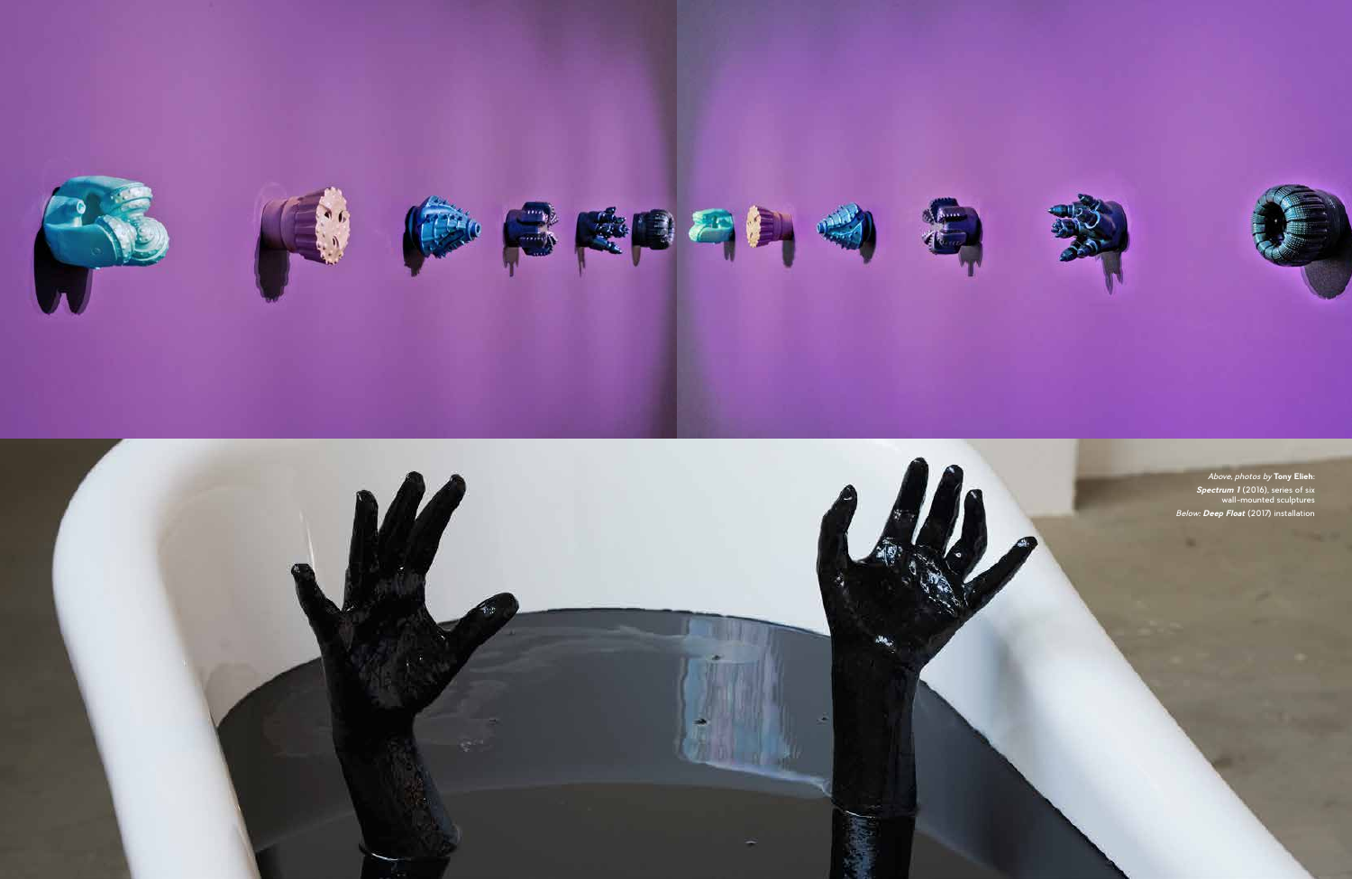*Above, photos by* **Tony Elieh**:
***Spectrum 1*** (2016), series of six wall-mounted sculptures
*Below:* ***Deep Float*** (2017) installation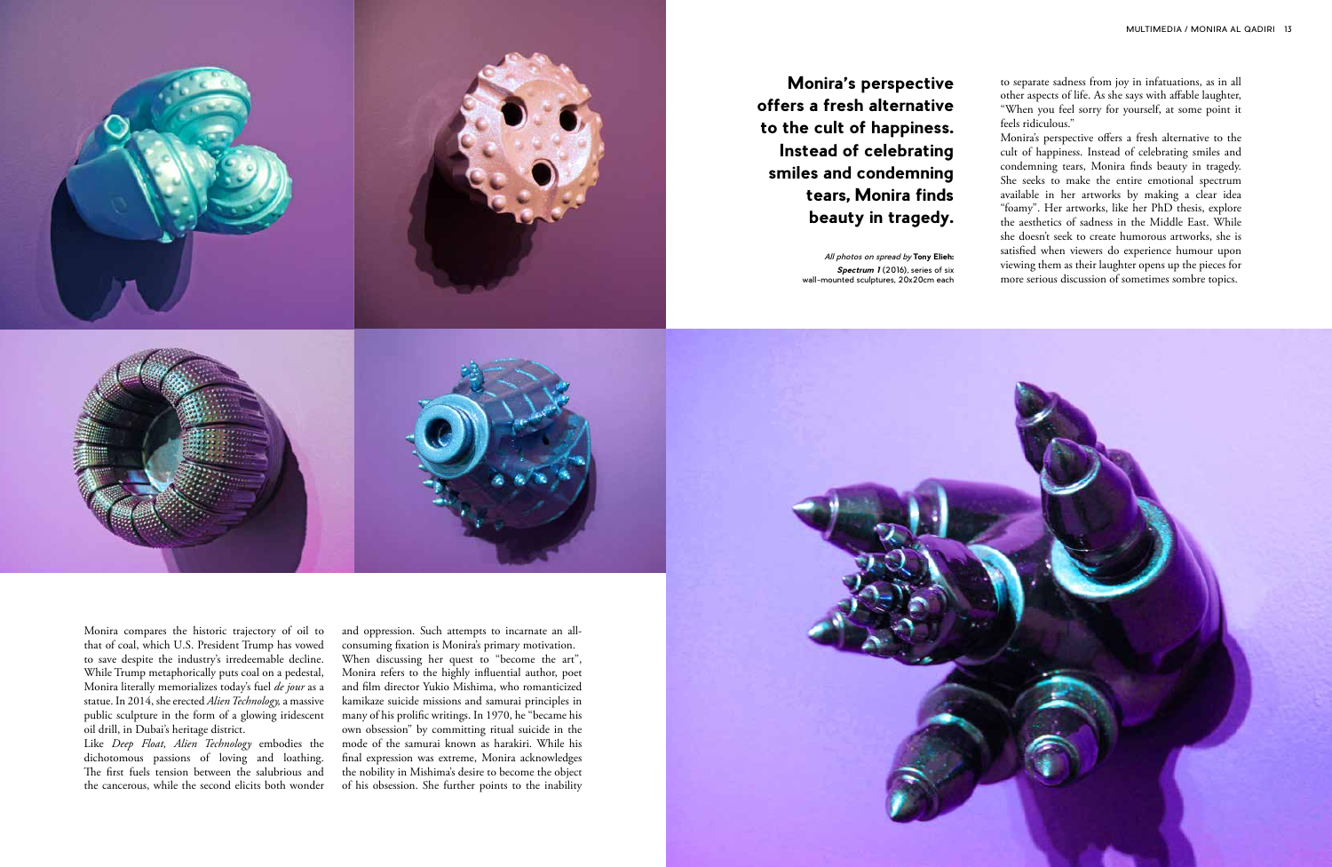**Monira's perspective offers a fresh alternative to the cult of happiness. Instead of celebrating smiles and condemning tears, Monira finds beauty in tragedy.**

*All photos on spread by* **Tony Elieh:** ***Spectrum 1*** (2016), series of six wall-mounted sculptures, 20x20cm each

to separate sadness from joy in infatuations, as in all other aspects of life. As she says with affable laughter, "When you feel sorry for yourself, at some point it feels ridiculous."

Monira's perspective offers a fresh alternative to the cult of happiness. Instead of celebrating smiles and condemning tears, Monira finds beauty in tragedy. She seeks to make the entire emotional spectrum available in her artworks by making a clear idea "foamy". Her artworks, like her PhD thesis, explore the aesthetics of sadness in the Middle East. While she doesn't seek to create humorous artworks, she is satisfied when viewers do experience humour upon viewing them as their laughter opens up the pieces for more serious discussion of sometimes sombre topics.

Monira compares the historic trajectory of oil to that of coal, which U.S. President Trump has vowed to save despite the industry's irredeemable decline. While Trump metaphorically puts coal on a pedestal, Monira literally memorializes today's fuel *de jour* as a statue. In 2014, she erected *Alien Technology,* a massive public sculpture in the form of a glowing iridescent oil drill, in Dubai's heritage district.

Like *Deep Float*, *Alien Technology* embodies the dichotomous passions of loving and loathing. The first fuels tension between the salubrious and the cancerous, while the second elicits both wonder and oppression. Such attempts to incarnate an all-consuming fixation is Monira's primary motivation.

When discussing her quest to "become the art", Monira refers to the highly influential author, poet and film director Yukio Mishima, who romanticized kamikaze suicide missions and samurai principles in many of his prolific writings. In 1970, he "became his own obsession" by committing ritual suicide in the mode of the samurai known as harakiri. While his final expression was extreme, Monira acknowledges the nobility in Mishima's desire to become the object of his obsession. She further points to the inability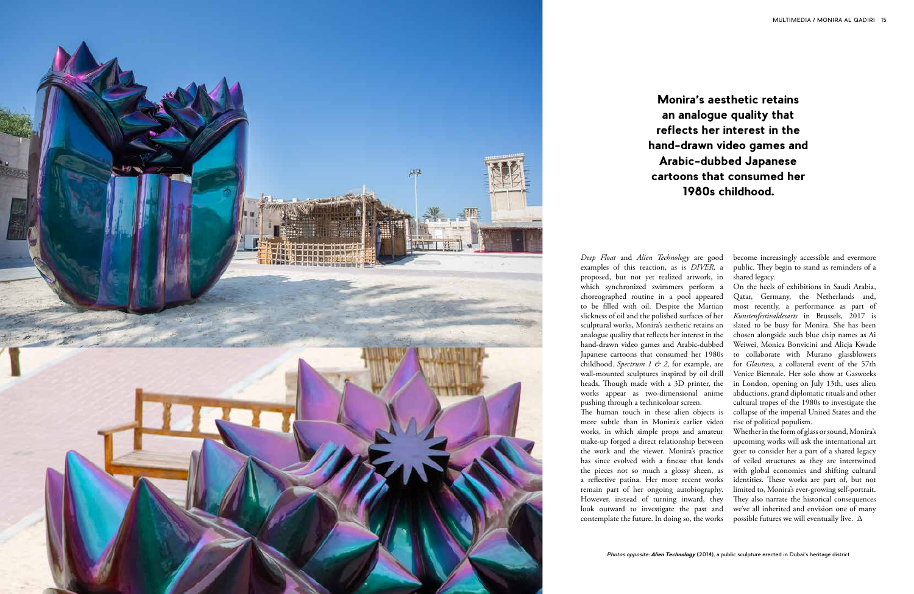**Monira's aesthetic retains an analogue quality that reflects her interest in the hand-drawn video games and Arabic-dubbed Japanese cartoons that consumed her 1980s childhood.**

*Deep Float* and *Alien Technology* are good examples of this reaction, as is *DIVER,* a proposed, but not yet realized artwork, in which synchronized swimmers perform a choreographed routine in a pool appeared to be filled with oil. Despite the Martian slickness of oil and the polished surfaces of her sculptural works, Monira's aesthetic retains an analogue quality that reflects her interest in the hand-drawn video games and Arabic-dubbed Japanese cartoons that consumed her 1980s childhood. *Spectrum 1 & 2,* for example, are wall-mounted sculptures inspired by oil drill heads. Though made with a 3D printer, the works appear as two-dimensional anime pushing through a technicolour screen.

The human touch in these alien objects is more subtle than in Monira's earlier video works, in which simple props and amateur make-up forged a direct relationship between the work and the viewer. Monira's practice has since evolved with a finesse that lends the pieces not so much a glossy sheen, as a reflective patina. Her more recent works remain part of her ongoing autobiography. However, instead of turning inward, they look outward to investigate the past and contemplate the future. In doing so, the works become increasingly accessible and evermore public. They begin to stand as reminders of a shared legacy.

On the heels of exhibitions in Saudi Arabia, Qatar, Germany, the Netherlands and, most recently, a performance as part of *Kunstenfestivaldesarts* in Brussels, 2017 is slated to be busy for Monira. She has been chosen alongside such blue chip names as Ai Weiwei, Monica Bonvicini and Alicja Kwade to collaborate with Murano glassblowers for *Glasstress,* a collateral event of the 57th Venice Biennale. Her solo show at Gasworks in London, opening on July 13th, uses alien abductions, grand diplomatic rituals and other cultural tropes of the 1980s to investigate the collapse of the imperial United States and the rise of political populism.

Whether in the form of glass or sound, Monira's upcoming works will ask the international art goer to consider her a part of a shared legacy of veiled structures as they are intertwined with global economies and shifting cultural identities. These works are part of, but not limited to, Monira's ever-growing self-portrait. They also narrate the historical consequences we've all inherited and envision one of many possible futures we will eventually live. ∆

*Photos opposite:* ***Alien Technology*** *(2014), a public sculpture erected in Dubai's heritage district*